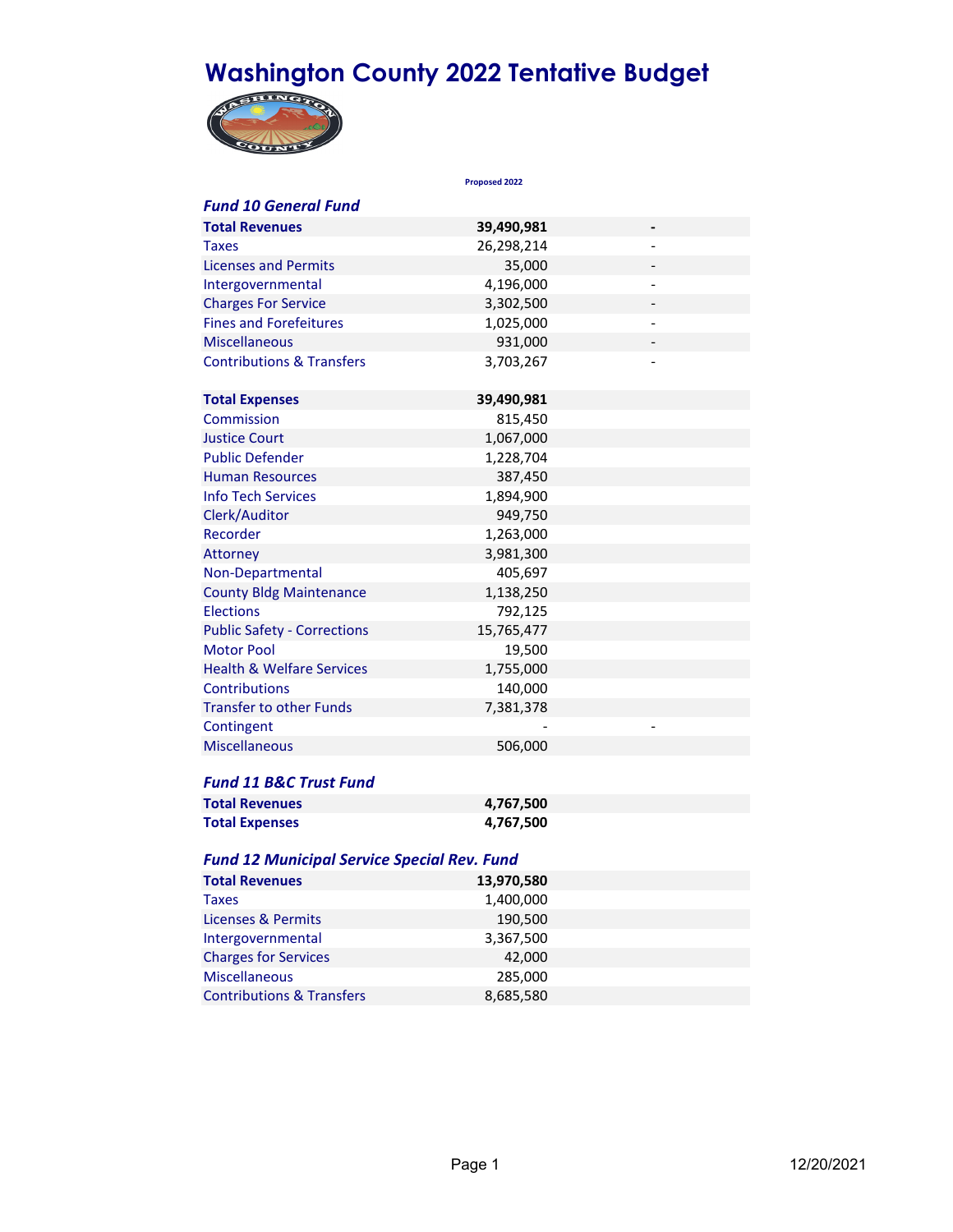# Washington County 2022 Tentative Budget

| | Proposed 2022 | |
|---|---|---|
| ***Fund 10 General Fund*** | | |
| **Total Revenues** | **39,490,981** | **-** |
| Taxes | 26,298,214 | - |
| Licenses and Permits | 35,000 | - |
| Intergovernmental | 4,196,000 | - |
| Charges For Service | 3,302,500 | - |
| Fines and Forefeitures | 1,025,000 | - |
| Miscellaneous | 931,000 | - |
| Contributions & Transfers | 3,703,267 | - |
| | | |
| **Total Expenses** | **39,490,981** | |
| Commission | 815,450 | |
| Justice Court | 1,067,000 | |
| Public Defender | 1,228,704 | |
| Human Resources | 387,450 | |
| Info Tech Services | 1,894,900 | |
| Clerk/Auditor | 949,750 | |
| Recorder | 1,263,000 | |
| Attorney | 3,981,300 | |
| Non-Departmental | 405,697 | |
| County Bldg Maintenance | 1,138,250 | |
| Elections | 792,125 | |
| Public Safety - Corrections | 15,765,477 | |
| Motor Pool | 19,500 | |
| Health & Welfare Services | 1,755,000 | |
| Contributions | 140,000 | |
| Transfer to other Funds | 7,381,378 | |
| Contingent | - | - |
| Miscellaneous | 506,000 | |
| | | |
| ***Fund 11 B&C Trust Fund*** | | |
| **Total Revenues** | **4,767,500** | |
| **Total Expenses** | **4,767,500** | |
| | | |
| ***Fund 12 Municipal Service Special Rev. Fund*** | | |
| **Total Revenues** | **13,970,580** | |
| Taxes | 1,400,000 | |
| Licenses & Permits | 190,500 | |
| Intergovernmental | 3,367,500 | |
| Charges for Services | 42,000 | |
| Miscellaneous | 285,000 | |
| Contributions & Transfers | 8,685,580 | |

12/20/2021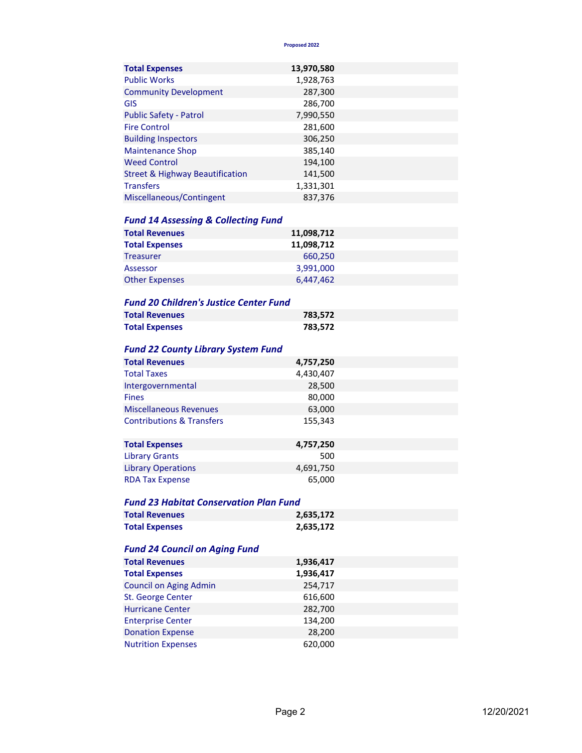| | Proposed 2022 |
|---|---|
| **Total Expenses** | **13,970,580** |
| Public Works | 1,928,763 |
| Community Development | 287,300 |
| GIS | 286,700 |
| Public Safety - Patrol | 7,990,550 |
| Fire Control | 281,600 |
| Building Inspectors | 306,250 |
| Maintenance Shop | 385,140 |
| Weed Control | 194,100 |
| Street & Highway Beautification | 141,500 |
| Transfers | 1,331,301 |
| Miscellaneous/Contingent | 837,376 |

### *Fund 14 Assessing & Collecting Fund*

| | |
|---|---|
| **Total Revenues** | **11,098,712** |
| **Total Expenses** | **11,098,712** |
| Treasurer | 660,250 |
| Assessor | 3,991,000 |
| Other Expenses | 6,447,462 |

### *Fund 20 Children's Justice Center Fund*

| | |
|---|---|
| **Total Revenues** | **783,572** |
| **Total Expenses** | **783,572** |

### *Fund 22 County Library System Fund*

| | |
|---|---|
| **Total Revenues** | **4,757,250** |
| Total Taxes | 4,430,407 |
| Intergovernmental | 28,500 |
| Fines | 80,000 |
| Miscellaneous Revenues | 63,000 |
| Contributions & Transfers | 155,343 |
| | |
| **Total Expenses** | **4,757,250** |
| Library Grants | 500 |
| Library Operations | 4,691,750 |
| RDA Tax Expense | 65,000 |

### *Fund 23 Habitat Conservation Plan Fund*

| | |
|---|---|
| **Total Revenues** | **2,635,172** |
| **Total Expenses** | **2,635,172** |

### *Fund 24 Council on Aging Fund*

| | |
|---|---|
| **Total Revenues** | **1,936,417** |
| **Total Expenses** | **1,936,417** |
| Council on Aging Admin | 254,717 |
| St. George Center | 616,600 |
| Hurricane Center | 282,700 |
| Enterprise Center | 134,200 |
| Donation Expense | 28,200 |
| Nutrition Expenses | 620,000 |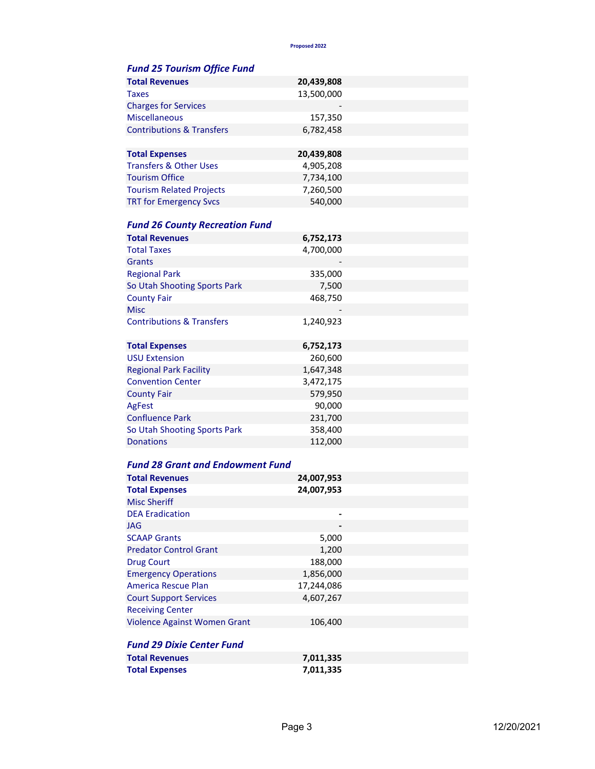Proposed 2022

### *Fund 25 Tourism Office Fund*

| | Proposed 2022 |
|---|---|
| **Total Revenues** | **20,439,808** |
| Taxes | 13,500,000 |
| Charges for Services | - |
| Miscellaneous | 157,350 |
| Contributions & Transfers | 6,782,458 |
| | |
| **Total Expenses** | **20,439,808** |
| Transfers & Other Uses | 4,905,208 |
| Tourism Office | 7,734,100 |
| Tourism Related Projects | 7,260,500 |
| TRT for Emergency Svcs | 540,000 |

### *Fund 26 County Recreation Fund*

| | Proposed 2022 |
|---|---|
| **Total Revenues** | **6,752,173** |
| Total Taxes | 4,700,000 |
| Grants | - |
| Regional Park | 335,000 |
| So Utah Shooting Sports Park | 7,500 |
| County Fair | 468,750 |
| Misc | - |
| Contributions & Transfers | 1,240,923 |
| | |
| **Total Expenses** | **6,752,173** |
| USU Extension | 260,600 |
| Regional Park Facility | 1,647,348 |
| Convention Center | 3,472,175 |
| County Fair | 579,950 |
| AgFest | 90,000 |
| Confluence Park | 231,700 |
| So Utah Shooting Sports Park | 358,400 |
| Donations | 112,000 |

### *Fund 28 Grant and Endowment Fund*

| | Proposed 2022 |
|---|---|
| **Total Revenues** | **24,007,953** |
| **Total Expenses** | **24,007,953** |
| Misc Sheriff | |
| DEA Eradication | - |
| JAG | - |
| SCAAP Grants | 5,000 |
| Predator Control Grant | 1,200 |
| Drug Court | 188,000 |
| Emergency Operations | 1,856,000 |
| America Rescue Plan | 17,244,086 |
| Court Support Services | 4,607,267 |
| Receiving Center | |
| Violence Against Women Grant | 106,400 |

### *Fund 29 Dixie Center Fund*

| | Proposed 2022 |
|---|---|
| **Total Revenues** | **7,011,335** |
| **Total Expenses** | **7,011,335** |

12/20/2021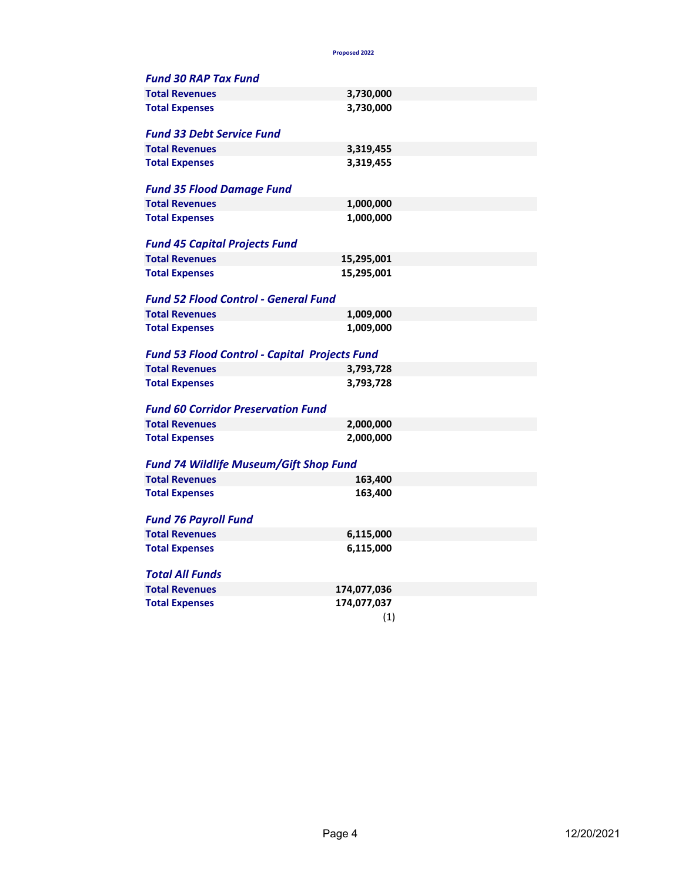Proposed 2022

***Fund 30 RAP Tax Fund***

| | |
|---|---|
| **Total Revenues** | **3,730,000** |
| **Total Expenses** | **3,730,000** |

***Fund 33 Debt Service Fund***

| | |
|---|---|
| **Total Revenues** | **3,319,455** |
| **Total Expenses** | **3,319,455** |

***Fund 35 Flood Damage Fund***

| | |
|---|---|
| **Total Revenues** | **1,000,000** |
| **Total Expenses** | **1,000,000** |

***Fund 45 Capital Projects Fund***

| | |
|---|---|
| **Total Revenues** | **15,295,001** |
| **Total Expenses** | **15,295,001** |

***Fund 52 Flood Control - General Fund***

| | |
|---|---|
| **Total Revenues** | **1,009,000** |
| **Total Expenses** | **1,009,000** |

***Fund 53 Flood Control - Capital Projects Fund***

| | |
|---|---|
| **Total Revenues** | **3,793,728** |
| **Total Expenses** | **3,793,728** |

***Fund 60 Corridor Preservation Fund***

| | |
|---|---|
| **Total Revenues** | **2,000,000** |
| **Total Expenses** | **2,000,000** |

***Fund 74 Wildlife Museum/Gift Shop Fund***

| | |
|---|---|
| **Total Revenues** | **163,400** |
| **Total Expenses** | **163,400** |

***Fund 76 Payroll Fund***

| | |
|---|---|
| **Total Revenues** | **6,115,000** |
| **Total Expenses** | **6,115,000** |

***Total All Funds***

| | |
|---|---|
| **Total Revenues** | **174,077,036** |
| **Total Expenses** | **174,077,037** |
| | (1) |